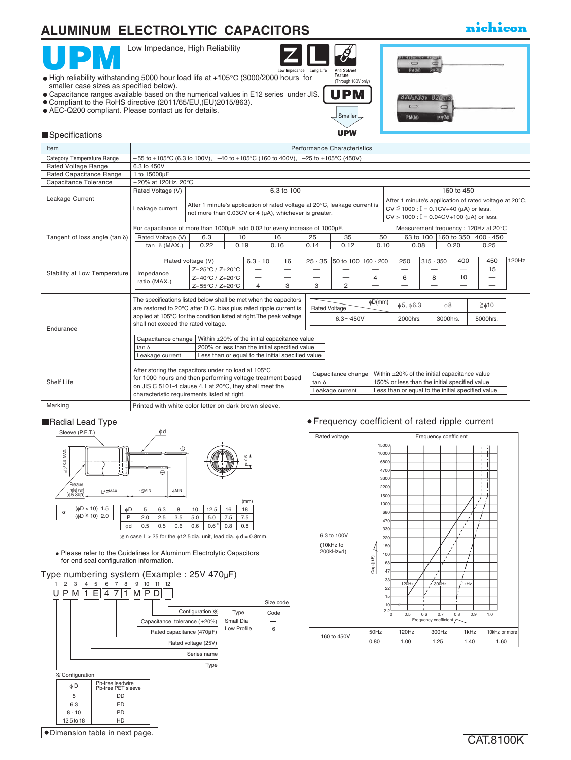# ALUMINUM ELECTROLYTIC CAPACITORS

nichicon

# UPM

Low Impedance, High Reliability

Low Impedance | Long Life | Anti-Solvent Feature (Through 100V only)

- High reliability withstanding 5000 hour load life at +105°C (3000/2000 hours for smaller case sizes as specified below).
- Capacitance ranges available based on the numerical values in E12 series under JIS.
- Compliant to the RoHS directive (2011/65/EU,(EU)2015/863).
- AEC-Q200 compliant. Please contact us for details.

UPM → Smaller → UPW

## Specifications

| Item | Performance Characteristics |
|---|---|
| Category Temperature Range | −55 to +105°C (6.3 to 100V), −40 to +105°C (160 to 400V), −25 to +105°C (450V) |
| Rated Voltage Range | 6.3 to 450V |
| Rated Capacitance Range | 1 to 15000µF |
| Capacitance Tolerance | ±20% at 120Hz, 20°C |

**Leakage Current**

| Rated Voltage (V) | 6.3 to 100 | 160 to 450 |
|---|---|---|
| Leakage current | After 1 minute's application of rated voltage at 20°C, leakage current is not more than 0.03CV or 4 (µA), whichever is greater. | After 1 minute's application of rated voltage at 20°C, CV ≦ 1000 : I = 0.1CV+40 (µA) or less. CV > 1000 : I = 0.04CV+100 (µA) or less. |

**Tangent of loss angle (tan δ)**

For capacitance of more than 1000µF, add 0.02 for every increase of 1000µF. Measurement frequency : 120Hz at 20°C

| Rated Voltage (V) | 6.3 | 10 | 16 | 25 | 35 | 50 | 63 to 100 | 160 to 350 | 400 · 450 |
|---|---|---|---|---|---|---|---|---|---|
| tan δ (MAX.) | 0.22 | 0.19 | 0.16 | 0.14 | 0.12 | 0.10 | 0.08 | 0.20 | 0.25 |

**Stability at Low Temperature** (120Hz)

| Rated voltage (V) | | 6.3 · 10 | 16 | 25 · 35 | 50 to 100 | 160 · 200 | 250 | 315 · 350 | 400 | 450 |
|---|---|---|---|---|---|---|---|---|---|---|
| Impedance ratio (MAX.) | Z−25°C / Z+20°C | — | — | — | — | — | — | — | — | 15 |
| | Z−40°C / Z+20°C | — | — | — | — | 4 | 6 | 8 | 10 | — |
| | Z−55°C / Z+20°C | 4 | 3 | 3 | 2 | — | — | — | — | — |

**Endurance**

The specifications listed below shall be met when the capacitors are restored to 20°C after D.C. bias plus rated ripple current is applied at 105°C for the condition listed at right. The peak voltage shall not exceed the rated voltage.

| Rated Voltage \ ϕD(mm) | ϕ5, ϕ6.3 | ϕ8 | ≧ϕ10 |
|---|---|---|---|
| 6.3〜450V | 2000hrs. | 3000hrs. | 5000hrs. |

| Capacitance change | Within ±20% of the initial capacitance value |
|---|---|
| tan δ | 200% or less than the initial specified value |
| Leakage current | Less than or equal to the initial specified value |

**Shelf Life**

After storing the capacitors under no load at 105°C for 1000 hours and then performing voltage treatment based on JIS C 5101-4 clause 4.1 at 20°C, they shall meet the characteristic requirements listed at right.

| Capacitance change | Within ±20% of the initial capacitance value |
|---|---|
| tan δ | 150% or less than the initial specified value |
| Leakage current | Less than or equal to the initial specified value |

**Marking**: Printed with white color letter on dark brown sleeve.

## Radial Lead Type

Sleeve (P.E.T.), ϕd, ϕD+0.5 MAX., Pressure relief vent (ϕ6.3up), L+αMAX., 15MIN, 4MIN, P±0.5

(mm)

| α | |
|---|---|
| (ϕD < 10) | 1.5 |
| (ϕD ≧ 10) | 2.0 |

| ϕD | 5 | 6.3 | 8 | 10 | 12.5 | 16 | 18 |
|---|---|---|---|---|---|---|---|
| P | 2.0 | 2.5 | 3.5 | 5.0 | 5.0 | 7.5 | 7.5 |
| ϕd | 0.5 | 0.5 | 0.6 | 0.6 | 0.6* | 0.8 | 0.8 |

※In case L > 25 for the ϕ12.5 dia. unit, lead dia. ϕ d = 0.8mm.

- Please refer to the Guidelines for Aluminum Electrolytic Capacitors for end seal configuration information.

## Type numbering system (Example : 25V 470µF)

| 1 | 2 | 3 | 4 | 5 | 6 | 7 | 8 | 9 | 10 | 11 | 12 |
|---|---|---|---|---|---|---|---|---|---|---|---|
| U | P | M | 1 | E | 4 | 7 | 1 | M | P | D | |

- 12: Size code
- 10–11: Configuration ※
- 9: Capacitance tolerance (±20%)
- 6–8: Rated capacitance (470µF)
- 4–5: Rated voltage (25V)
- 2–3: Series name
- 1: Type

| Type | Code |
|---|---|
| Small Dia | — |
| Low Profile | 6 |

※ Configuration

| ϕD | Pb-free leadwire Pb-free PET sleeve |
|---|---|
| 5 | DD |
| 6.3 | ED |
| 8 · 10 | PD |
| 12.5 to 18 | HD |

## Frequency coefficient of rated ripple current

| Rated voltage | Frequency coefficient | | | | |
|---|---|---|---|---|---|
| 6.3 to 100V (10kHz to 200kHz=1) | (see chart: Cap.(µF) 2.2 to 15000 vs. Frequency coefficient 0 to 1.0; curves for 120Hz, 300Hz, 1kHz) | | | | |
| 160 to 450V | 50Hz | 120Hz | 300Hz | 1kHz | 10kHz or more |
| | 0.80 | 1.00 | 1.25 | 1.40 | 1.60 |

- Dimension table in next page.

CAT.8100K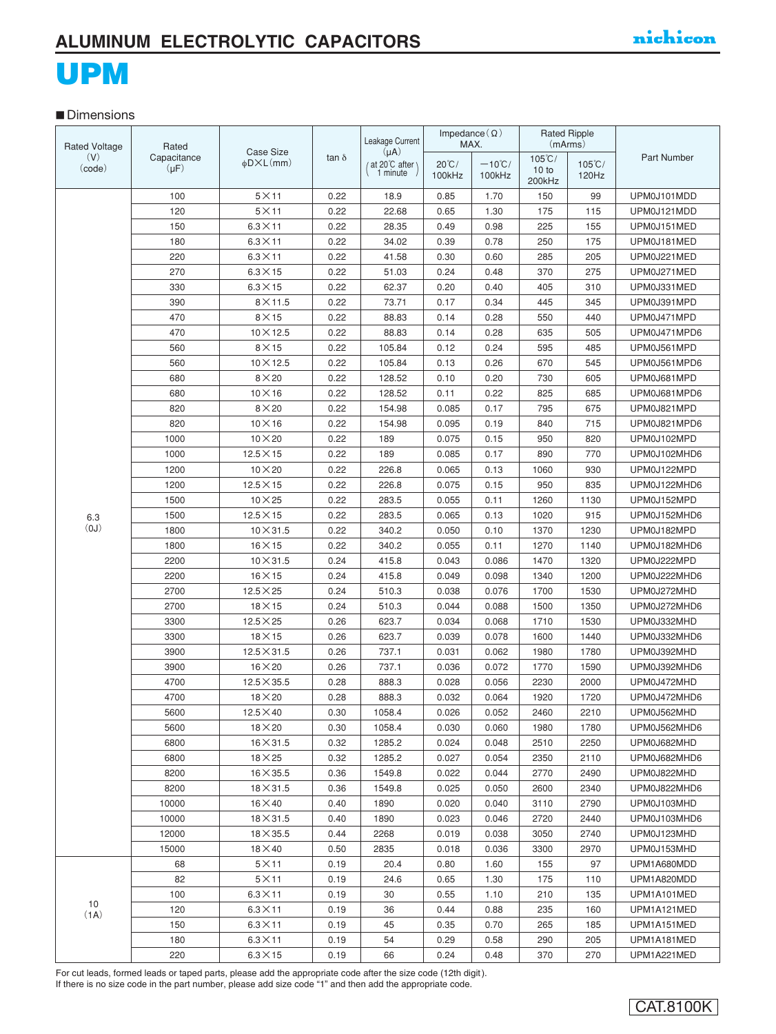# ALUMINUM ELECTROLYTIC CAPACITORS

## UPM

■ Dimensions

| Rated Voltage (V) (code) | Rated Capacitance (μF) | Case Size φD×L(mm) | tan δ | Leakage Current (μA) (at 20℃ after 1 minute) | Impedance (Ω) MAX. 20℃/100kHz | Impedance (Ω) MAX. −10℃/100kHz | Rated Ripple (mArms) 105℃/10 to 200kHz | Rated Ripple (mArms) 105℃/120Hz | Part Number |
|---|---|---|---|---|---|---|---|---|---|
| 6.3 (0J) | 100 | 5×11 | 0.22 | 18.9 | 0.85 | 1.70 | 150 | 99 | UPM0J101MDD |
| | 120 | 5×11 | 0.22 | 22.68 | 0.65 | 1.30 | 175 | 115 | UPM0J121MDD |
| | 150 | 6.3×11 | 0.22 | 28.35 | 0.49 | 0.98 | 225 | 155 | UPM0J151MED |
| | 180 | 6.3×11 | 0.22 | 34.02 | 0.39 | 0.78 | 250 | 175 | UPM0J181MED |
| | 220 | 6.3×11 | 0.22 | 41.58 | 0.30 | 0.60 | 285 | 205 | UPM0J221MED |
| | 270 | 6.3×15 | 0.22 | 51.03 | 0.24 | 0.48 | 370 | 275 | UPM0J271MED |
| | 330 | 6.3×15 | 0.22 | 62.37 | 0.20 | 0.40 | 405 | 310 | UPM0J331MED |
| | 390 | 8×11.5 | 0.22 | 73.71 | 0.17 | 0.34 | 445 | 345 | UPM0J391MPD |
| | 470 | 8×15 | 0.22 | 88.83 | 0.14 | 0.28 | 550 | 440 | UPM0J471MPD |
| | 470 | 10×12.5 | 0.22 | 88.83 | 0.14 | 0.28 | 635 | 505 | UPM0J471MPD6 |
| | 560 | 8×15 | 0.22 | 105.84 | 0.12 | 0.24 | 595 | 485 | UPM0J561MPD |
| | 560 | 10×12.5 | 0.22 | 105.84 | 0.13 | 0.26 | 670 | 545 | UPM0J561MPD6 |
| | 680 | 8×20 | 0.22 | 128.52 | 0.10 | 0.20 | 730 | 605 | UPM0J681MPD |
| | 680 | 10×16 | 0.22 | 128.52 | 0.11 | 0.22 | 825 | 685 | UPM0J681MPD6 |
| | 820 | 8×20 | 0.22 | 154.98 | 0.085 | 0.17 | 795 | 675 | UPM0J821MPD |
| | 820 | 10×16 | 0.22 | 154.98 | 0.095 | 0.19 | 840 | 715 | UPM0J821MPD6 |
| | 1000 | 10×20 | 0.22 | 189 | 0.075 | 0.15 | 950 | 820 | UPM0J102MPD |
| | 1000 | 12.5×15 | 0.22 | 189 | 0.085 | 0.17 | 890 | 770 | UPM0J102MHD6 |
| | 1200 | 10×20 | 0.22 | 226.8 | 0.065 | 0.13 | 1060 | 930 | UPM0J122MPD |
| | 1200 | 12.5×15 | 0.22 | 226.8 | 0.075 | 0.15 | 950 | 835 | UPM0J122MHD6 |
| | 1500 | 10×25 | 0.22 | 283.5 | 0.055 | 0.11 | 1260 | 1130 | UPM0J152MPD |
| | 1500 | 12.5×15 | 0.22 | 283.5 | 0.065 | 0.13 | 1020 | 915 | UPM0J152MHD6 |
| | 1800 | 10×31.5 | 0.22 | 340.2 | 0.050 | 0.10 | 1370 | 1230 | UPM0J182MPD |
| | 1800 | 16×15 | 0.22 | 340.2 | 0.055 | 0.11 | 1270 | 1140 | UPM0J182MHD6 |
| | 2200 | 10×31.5 | 0.24 | 415.8 | 0.043 | 0.086 | 1470 | 1320 | UPM0J222MPD |
| | 2200 | 16×15 | 0.24 | 415.8 | 0.049 | 0.098 | 1340 | 1200 | UPM0J222MHD6 |
| | 2700 | 12.5×25 | 0.24 | 510.3 | 0.038 | 0.076 | 1700 | 1530 | UPM0J272MHD |
| | 2700 | 18×15 | 0.24 | 510.3 | 0.044 | 0.088 | 1500 | 1350 | UPM0J272MHD6 |
| | 3300 | 12.5×25 | 0.26 | 623.7 | 0.034 | 0.068 | 1710 | 1530 | UPM0J332MHD |
| | 3300 | 18×15 | 0.26 | 623.7 | 0.039 | 0.078 | 1600 | 1440 | UPM0J332MHD6 |
| | 3900 | 12.5×31.5 | 0.26 | 737.1 | 0.031 | 0.062 | 1980 | 1780 | UPM0J392MHD |
| | 3900 | 16×20 | 0.26 | 737.1 | 0.036 | 0.072 | 1770 | 1590 | UPM0J392MHD6 |
| | 4700 | 12.5×35.5 | 0.28 | 888.3 | 0.028 | 0.056 | 2230 | 2000 | UPM0J472MHD |
| | 4700 | 18×20 | 0.28 | 888.3 | 0.032 | 0.064 | 1920 | 1720 | UPM0J472MHD6 |
| | 5600 | 12.5×40 | 0.30 | 1058.4 | 0.026 | 0.052 | 2460 | 2210 | UPM0J562MHD |
| | 5600 | 18×20 | 0.30 | 1058.4 | 0.030 | 0.060 | 1980 | 1780 | UPM0J562MHD6 |
| | 6800 | 16×31.5 | 0.32 | 1285.2 | 0.024 | 0.048 | 2510 | 2250 | UPM0J682MHD |
| | 6800 | 18×25 | 0.32 | 1285.2 | 0.027 | 0.054 | 2350 | 2110 | UPM0J682MHD6 |
| | 8200 | 16×35.5 | 0.36 | 1549.8 | 0.022 | 0.044 | 2770 | 2490 | UPM0J822MHD |
| | 8200 | 18×31.5 | 0.36 | 1549.8 | 0.025 | 0.050 | 2600 | 2340 | UPM0J822MHD6 |
| | 10000 | 16×40 | 0.40 | 1890 | 0.020 | 0.040 | 3110 | 2790 | UPM0J103MHD |
| | 10000 | 18×31.5 | 0.40 | 1890 | 0.023 | 0.046 | 2720 | 2440 | UPM0J103MHD6 |
| | 12000 | 18×35.5 | 0.44 | 2268 | 0.019 | 0.038 | 3050 | 2740 | UPM0J123MHD |
| | 15000 | 18×40 | 0.50 | 2835 | 0.018 | 0.036 | 3300 | 2970 | UPM0J153MHD |
| 10 (1A) | 68 | 5×11 | 0.19 | 20.4 | 0.80 | 1.60 | 155 | 97 | UPM1A680MDD |
| | 82 | 5×11 | 0.19 | 24.6 | 0.65 | 1.30 | 175 | 110 | UPM1A820MDD |
| | 100 | 6.3×11 | 0.19 | 30 | 0.55 | 1.10 | 210 | 135 | UPM1A101MED |
| | 120 | 6.3×11 | 0.19 | 36 | 0.44 | 0.88 | 235 | 160 | UPM1A121MED |
| | 150 | 6.3×11 | 0.19 | 45 | 0.35 | 0.70 | 265 | 185 | UPM1A151MED |
| | 180 | 6.3×11 | 0.19 | 54 | 0.29 | 0.58 | 290 | 205 | UPM1A181MED |
| | 220 | 6.3×15 | 0.19 | 66 | 0.24 | 0.48 | 370 | 270 | UPM1A221MED |

For cut leads, formed leads or taped parts, please add the appropriate code after the size code (12th digit).
If there is no size code in the part number, please add size code "1" and then add the appropriate code.

CAT.8100K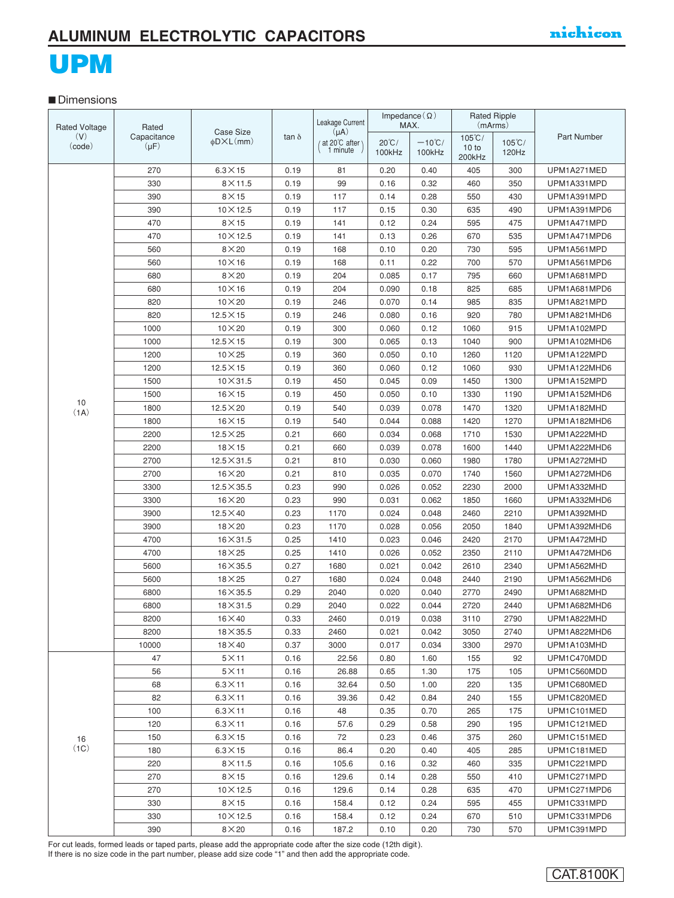# ALUMINUM ELECTROLYTIC CAPACITORS

nichicon

# UPM

## ■ Dimensions

| Rated Voltage (V) (code) | Rated Capacitance (μF) | Case Size φD×L(mm) | tan δ | Leakage Current (μA) (at 20℃ after 1 minute) | Impedance (Ω) MAX. | | Rated Ripple (mArms) | | Part Number |
|---|---|---|---|---|---|---|---|---|---|
| | | | | | 20℃/ 100kHz | −10℃/ 100kHz | 105℃/ 10 to 200kHz | 105℃/ 120Hz | |
| 10 (1A) | 270 | 6.3×15 | 0.19 | 81 | 0.20 | 0.40 | 405 | 300 | UPM1A271MED |
| | 330 | 8×11.5 | 0.19 | 99 | 0.16 | 0.32 | 460 | 350 | UPM1A331MPD |
| | 390 | 8×15 | 0.19 | 117 | 0.14 | 0.28 | 550 | 430 | UPM1A391MPD |
| | 390 | 10×12.5 | 0.19 | 117 | 0.15 | 0.30 | 635 | 490 | UPM1A391MPD6 |
| | 470 | 8×15 | 0.19 | 141 | 0.12 | 0.24 | 595 | 475 | UPM1A471MPD |
| | 470 | 10×12.5 | 0.19 | 141 | 0.13 | 0.26 | 670 | 535 | UPM1A471MPD6 |
| | 560 | 8×20 | 0.19 | 168 | 0.10 | 0.20 | 730 | 595 | UPM1A561MPD |
| | 560 | 10×16 | 0.19 | 168 | 0.11 | 0.22 | 700 | 570 | UPM1A561MPD6 |
| | 680 | 8×20 | 0.19 | 204 | 0.085 | 0.17 | 795 | 660 | UPM1A681MPD |
| | 680 | 10×16 | 0.19 | 204 | 0.090 | 0.18 | 825 | 685 | UPM1A681MPD6 |
| | 820 | 10×20 | 0.19 | 246 | 0.070 | 0.14 | 985 | 835 | UPM1A821MPD |
| | 820 | 12.5×15 | 0.19 | 246 | 0.080 | 0.16 | 920 | 780 | UPM1A821MHD6 |
| | 1000 | 10×20 | 0.19 | 300 | 0.060 | 0.12 | 1060 | 915 | UPM1A102MPD |
| | 1000 | 12.5×15 | 0.19 | 300 | 0.065 | 0.13 | 1040 | 900 | UPM1A102MHD6 |
| | 1200 | 10×25 | 0.19 | 360 | 0.050 | 0.10 | 1260 | 1120 | UPM1A122MPD |
| | 1200 | 12.5×15 | 0.19 | 360 | 0.060 | 0.12 | 1060 | 930 | UPM1A122MHD6 |
| | 1500 | 10×31.5 | 0.19 | 450 | 0.045 | 0.09 | 1450 | 1300 | UPM1A152MPD |
| | 1500 | 16×15 | 0.19 | 450 | 0.050 | 0.10 | 1330 | 1190 | UPM1A152MHD6 |
| | 1800 | 12.5×20 | 0.19 | 540 | 0.039 | 0.078 | 1470 | 1320 | UPM1A182MHD |
| | 1800 | 16×15 | 0.19 | 540 | 0.044 | 0.088 | 1420 | 1270 | UPM1A182MHD6 |
| | 2200 | 12.5×25 | 0.21 | 660 | 0.034 | 0.068 | 1710 | 1530 | UPM1A222MHD |
| | 2200 | 18×15 | 0.21 | 660 | 0.039 | 0.078 | 1600 | 1440 | UPM1A222MHD6 |
| | 2700 | 12.5×31.5 | 0.21 | 810 | 0.030 | 0.060 | 1980 | 1780 | UPM1A272MHD |
| | 2700 | 16×20 | 0.21 | 810 | 0.035 | 0.070 | 1740 | 1560 | UPM1A272MHD6 |
| | 3300 | 12.5×35.5 | 0.23 | 990 | 0.026 | 0.052 | 2230 | 2000 | UPM1A332MHD |
| | 3300 | 16×20 | 0.23 | 990 | 0.031 | 0.062 | 1850 | 1660 | UPM1A332MHD6 |
| | 3900 | 12.5×40 | 0.23 | 1170 | 0.024 | 0.048 | 2460 | 2210 | UPM1A392MHD |
| | 3900 | 18×20 | 0.23 | 1170 | 0.028 | 0.056 | 2050 | 1840 | UPM1A392MHD6 |
| | 4700 | 16×31.5 | 0.25 | 1410 | 0.023 | 0.046 | 2420 | 2170 | UPM1A472MHD |
| | 4700 | 18×25 | 0.25 | 1410 | 0.026 | 0.052 | 2350 | 2110 | UPM1A472MHD6 |
| | 5600 | 16×35.5 | 0.27 | 1680 | 0.021 | 0.042 | 2610 | 2340 | UPM1A562MHD |
| | 5600 | 18×25 | 0.27 | 1680 | 0.024 | 0.048 | 2440 | 2190 | UPM1A562MHD6 |
| | 6800 | 16×35.5 | 0.29 | 2040 | 0.020 | 0.040 | 2770 | 2490 | UPM1A682MHD |
| | 6800 | 18×31.5 | 0.29 | 2040 | 0.022 | 0.044 | 2720 | 2440 | UPM1A682MHD6 |
| | 8200 | 16×40 | 0.33 | 2460 | 0.019 | 0.038 | 3110 | 2790 | UPM1A822MHD |
| | 8200 | 18×35.5 | 0.33 | 2460 | 0.021 | 0.042 | 3050 | 2740 | UPM1A822MHD6 |
| | 10000 | 18×40 | 0.37 | 3000 | 0.017 | 0.034 | 3300 | 2970 | UPM1A103MHD |
| 16 (1C) | 47 | 5×11 | 0.16 | 22.56 | 0.80 | 1.60 | 155 | 92 | UPM1C470MDD |
| | 56 | 5×11 | 0.16 | 26.88 | 0.65 | 1.30 | 175 | 105 | UPM1C560MDD |
| | 68 | 6.3×11 | 0.16 | 32.64 | 0.50 | 1.00 | 220 | 135 | UPM1C680MED |
| | 82 | 6.3×11 | 0.16 | 39.36 | 0.42 | 0.84 | 240 | 155 | UPM1C820MED |
| | 100 | 6.3×11 | 0.16 | 48 | 0.35 | 0.70 | 265 | 175 | UPM1C101MED |
| | 120 | 6.3×11 | 0.16 | 57.6 | 0.29 | 0.58 | 290 | 195 | UPM1C121MED |
| | 150 | 6.3×15 | 0.16 | 72 | 0.23 | 0.46 | 375 | 260 | UPM1C151MED |
| | 180 | 6.3×15 | 0.16 | 86.4 | 0.20 | 0.40 | 405 | 285 | UPM1C181MED |
| | 220 | 8×11.5 | 0.16 | 105.6 | 0.16 | 0.32 | 460 | 335 | UPM1C221MPD |
| | 270 | 8×15 | 0.16 | 129.6 | 0.14 | 0.28 | 550 | 410 | UPM1C271MPD |
| | 270 | 10×12.5 | 0.16 | 129.6 | 0.14 | 0.28 | 635 | 470 | UPM1C271MPD6 |
| | 330 | 8×15 | 0.16 | 158.4 | 0.12 | 0.24 | 595 | 455 | UPM1C331MPD |
| | 330 | 10×12.5 | 0.16 | 158.4 | 0.12 | 0.24 | 670 | 510 | UPM1C331MPD6 |
| | 390 | 8×20 | 0.16 | 187.2 | 0.10 | 0.20 | 730 | 570 | UPM1C391MPD |

For cut leads, formed leads or taped parts, please add the appropriate code after the size code (12th digit).
If there is no size code in the part number, please add size code "1" and then add the appropriate code.

CAT.8100K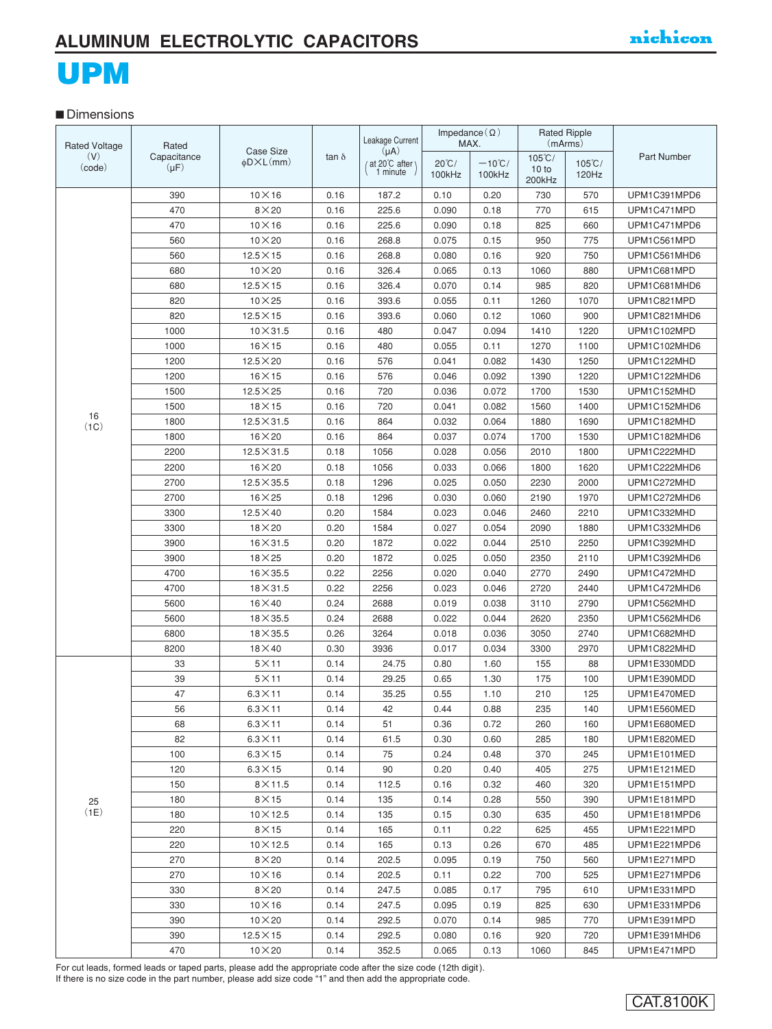## ALUMINUM ELECTROLYTIC CAPACITORS

# UPM

■ Dimensions

| Rated Voltage (V) (code) | Rated Capacitance (μF) | Case Size φD×L(mm) | tan δ | Leakage Current (μA) (at 20℃ after 1 minute) | Impedance (Ω) MAX. | | Rated Ripple (mArms) | | Part Number |
|---|---|---|---|---|---|---|---|---|---|
| | | | | | 20℃/ 100kHz | −10℃/ 100kHz | 105℃/ 10 to 200kHz | 105℃/ 120Hz | |
| 16 (1C) | 390 | 10×16 | 0.16 | 187.2 | 0.10 | 0.20 | 730 | 570 | UPM1C391MPD6 |
| | 470 | 8×20 | 0.16 | 225.6 | 0.090 | 0.18 | 770 | 615 | UPM1C471MPD |
| | 470 | 10×16 | 0.16 | 225.6 | 0.090 | 0.18 | 825 | 660 | UPM1C471MPD6 |
| | 560 | 10×20 | 0.16 | 268.8 | 0.075 | 0.15 | 950 | 775 | UPM1C561MPD |
| | 560 | 12.5×15 | 0.16 | 268.8 | 0.080 | 0.16 | 920 | 750 | UPM1C561MHD6 |
| | 680 | 10×20 | 0.16 | 326.4 | 0.065 | 0.13 | 1060 | 880 | UPM1C681MPD |
| | 680 | 12.5×15 | 0.16 | 326.4 | 0.070 | 0.14 | 985 | 820 | UPM1C681MHD6 |
| | 820 | 10×25 | 0.16 | 393.6 | 0.055 | 0.11 | 1260 | 1070 | UPM1C821MPD |
| | 820 | 12.5×15 | 0.16 | 393.6 | 0.060 | 0.12 | 1060 | 900 | UPM1C821MHD6 |
| | 1000 | 10×31.5 | 0.16 | 480 | 0.047 | 0.094 | 1410 | 1220 | UPM1C102MPD |
| | 1000 | 16×15 | 0.16 | 480 | 0.055 | 0.11 | 1270 | 1100 | UPM1C102MHD6 |
| | 1200 | 12.5×20 | 0.16 | 576 | 0.041 | 0.082 | 1430 | 1250 | UPM1C122MHD |
| | 1200 | 16×15 | 0.16 | 576 | 0.046 | 0.092 | 1390 | 1220 | UPM1C122MHD6 |
| | 1500 | 12.5×25 | 0.16 | 720 | 0.036 | 0.072 | 1700 | 1530 | UPM1C152MHD |
| | 1500 | 18×15 | 0.16 | 720 | 0.041 | 0.082 | 1560 | 1400 | UPM1C152MHD6 |
| | 1800 | 12.5×31.5 | 0.16 | 864 | 0.032 | 0.064 | 1880 | 1690 | UPM1C182MHD |
| | 1800 | 16×20 | 0.16 | 864 | 0.037 | 0.074 | 1700 | 1530 | UPM1C182MHD6 |
| | 2200 | 12.5×31.5 | 0.18 | 1056 | 0.028 | 0.056 | 2010 | 1800 | UPM1C222MHD |
| | 2200 | 16×20 | 0.18 | 1056 | 0.033 | 0.066 | 1800 | 1620 | UPM1C222MHD6 |
| | 2700 | 12.5×35.5 | 0.18 | 1296 | 0.025 | 0.050 | 2230 | 2000 | UPM1C272MHD |
| | 2700 | 16×25 | 0.18 | 1296 | 0.030 | 0.060 | 2190 | 1970 | UPM1C272MHD6 |
| | 3300 | 12.5×40 | 0.20 | 1584 | 0.023 | 0.046 | 2460 | 2210 | UPM1C332MHD |
| | 3300 | 18×20 | 0.20 | 1584 | 0.027 | 0.054 | 2090 | 1880 | UPM1C332MHD6 |
| | 3900 | 16×31.5 | 0.20 | 1872 | 0.022 | 0.044 | 2510 | 2250 | UPM1C392MHD |
| | 3900 | 18×25 | 0.20 | 1872 | 0.025 | 0.050 | 2350 | 2110 | UPM1C392MHD6 |
| | 4700 | 16×35.5 | 0.22 | 2256 | 0.020 | 0.040 | 2770 | 2490 | UPM1C472MHD |
| | 4700 | 18×31.5 | 0.22 | 2256 | 0.023 | 0.046 | 2720 | 2440 | UPM1C472MHD6 |
| | 5600 | 16×40 | 0.24 | 2688 | 0.019 | 0.038 | 3110 | 2790 | UPM1C562MHD |
| | 5600 | 18×35.5 | 0.24 | 2688 | 0.022 | 0.044 | 2620 | 2350 | UPM1C562MHD6 |
| | 6800 | 18×35.5 | 0.26 | 3264 | 0.018 | 0.036 | 3050 | 2740 | UPM1C682MHD |
| | 8200 | 18×40 | 0.30 | 3936 | 0.017 | 0.034 | 3300 | 2970 | UPM1C822MHD |
| 25 (1E) | 33 | 5×11 | 0.14 | 24.75 | 0.80 | 1.60 | 155 | 88 | UPM1E330MDD |
| | 39 | 5×11 | 0.14 | 29.25 | 0.65 | 1.30 | 175 | 100 | UPM1E390MDD |
| | 47 | 6.3×11 | 0.14 | 35.25 | 0.55 | 1.10 | 210 | 125 | UPM1E470MED |
| | 56 | 6.3×11 | 0.14 | 42 | 0.44 | 0.88 | 235 | 140 | UPM1E560MED |
| | 68 | 6.3×11 | 0.14 | 51 | 0.36 | 0.72 | 260 | 160 | UPM1E680MED |
| | 82 | 6.3×11 | 0.14 | 61.5 | 0.30 | 0.60 | 285 | 180 | UPM1E820MED |
| | 100 | 6.3×15 | 0.14 | 75 | 0.24 | 0.48 | 370 | 245 | UPM1E101MED |
| | 120 | 6.3×15 | 0.14 | 90 | 0.20 | 0.40 | 405 | 275 | UPM1E121MED |
| | 150 | 8×11.5 | 0.14 | 112.5 | 0.16 | 0.32 | 460 | 320 | UPM1E151MPD |
| | 180 | 8×15 | 0.14 | 135 | 0.14 | 0.28 | 550 | 390 | UPM1E181MPD |
| | 180 | 10×12.5 | 0.14 | 135 | 0.15 | 0.30 | 635 | 450 | UPM1E181MPD6 |
| | 220 | 8×15 | 0.14 | 165 | 0.11 | 0.22 | 625 | 455 | UPM1E221MPD |
| | 220 | 10×12.5 | 0.14 | 165 | 0.13 | 0.26 | 670 | 485 | UPM1E221MPD6 |
| | 270 | 8×20 | 0.14 | 202.5 | 0.095 | 0.19 | 750 | 560 | UPM1E271MPD |
| | 270 | 10×16 | 0.14 | 202.5 | 0.11 | 0.22 | 700 | 525 | UPM1E271MPD6 |
| | 330 | 8×20 | 0.14 | 247.5 | 0.085 | 0.17 | 795 | 610 | UPM1E331MPD |
| | 330 | 10×16 | 0.14 | 247.5 | 0.095 | 0.19 | 825 | 630 | UPM1E331MPD6 |
| | 390 | 10×20 | 0.14 | 292.5 | 0.070 | 0.14 | 985 | 770 | UPM1E391MPD |
| | 390 | 12.5×15 | 0.14 | 292.5 | 0.080 | 0.16 | 920 | 720 | UPM1E391MHD6 |
| | 470 | 10×20 | 0.14 | 352.5 | 0.065 | 0.13 | 1060 | 845 | UPM1E471MPD |

For cut leads, formed leads or taped parts, please add the appropriate code after the size code (12th digit).
If there is no size code in the part number, please add size code "1" and then add the appropriate code.

CAT.8100K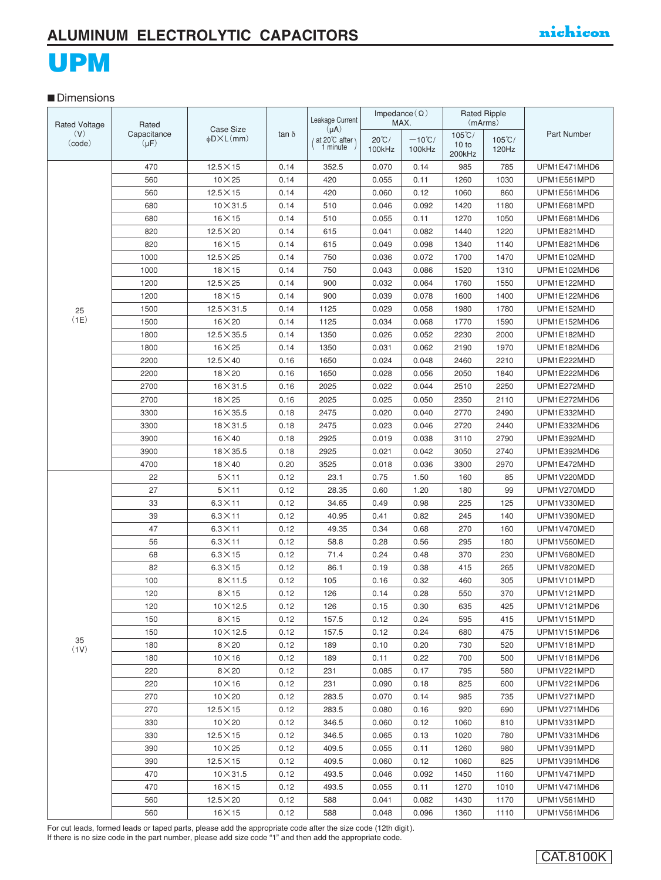# ALUMINUM ELECTROLYTIC CAPACITORS

nichicon

# UPM

■ Dimensions

| Rated Voltage (V) (code) | Rated Capacitance (μF) | Case Size φD×L(mm) | tan δ | Leakage Current (μA) (at 20°C after 1 minute) | Impedance (Ω) MAX. | | Rated Ripple (mArms) | | Part Number |
|---|---|---|---|---|---|---|---|---|---|
| | | | | | 20°C/ 100kHz | −10°C/ 100kHz | 105°C/ 10 to 200kHz | 105°C/ 120Hz | |
| 25 (1E) | 470 | 12.5×15 | 0.14 | 352.5 | 0.070 | 0.14 | 985 | 785 | UPM1E471MHD6 |
| | 560 | 10×25 | 0.14 | 420 | 0.055 | 0.11 | 1260 | 1030 | UPM1E561MPD |
| | 560 | 12.5×15 | 0.14 | 420 | 0.060 | 0.12 | 1060 | 860 | UPM1E561MHD6 |
| | 680 | 10×31.5 | 0.14 | 510 | 0.046 | 0.092 | 1420 | 1180 | UPM1E681MPD |
| | 680 | 16×15 | 0.14 | 510 | 0.055 | 0.11 | 1270 | 1050 | UPM1E681MHD6 |
| | 820 | 12.5×20 | 0.14 | 615 | 0.041 | 0.082 | 1440 | 1220 | UPM1E821MHD |
| | 820 | 16×15 | 0.14 | 615 | 0.049 | 0.098 | 1340 | 1140 | UPM1E821MHD6 |
| | 1000 | 12.5×25 | 0.14 | 750 | 0.036 | 0.072 | 1700 | 1470 | UPM1E102MHD |
| | 1000 | 18×15 | 0.14 | 750 | 0.043 | 0.086 | 1520 | 1310 | UPM1E102MHD6 |
| | 1200 | 12.5×25 | 0.14 | 900 | 0.032 | 0.064 | 1760 | 1550 | UPM1E122MHD |
| | 1200 | 18×15 | 0.14 | 900 | 0.039 | 0.078 | 1600 | 1400 | UPM1E122MHD6 |
| | 1500 | 12.5×31.5 | 0.14 | 1125 | 0.029 | 0.058 | 1980 | 1780 | UPM1E152MHD |
| | 1500 | 16×20 | 0.14 | 1125 | 0.034 | 0.068 | 1770 | 1590 | UPM1E152MHD6 |
| | 1800 | 12.5×35.5 | 0.14 | 1350 | 0.026 | 0.052 | 2230 | 2000 | UPM1E182MHD |
| | 1800 | 16×25 | 0.14 | 1350 | 0.031 | 0.062 | 2190 | 1970 | UPM1E182MHD6 |
| | 2200 | 12.5×40 | 0.16 | 1650 | 0.024 | 0.048 | 2460 | 2210 | UPM1E222MHD |
| | 2200 | 18×20 | 0.16 | 1650 | 0.028 | 0.056 | 2050 | 1840 | UPM1E222MHD6 |
| | 2700 | 16×31.5 | 0.16 | 2025 | 0.022 | 0.044 | 2510 | 2250 | UPM1E272MHD |
| | 2700 | 18×25 | 0.16 | 2025 | 0.025 | 0.050 | 2350 | 2110 | UPM1E272MHD6 |
| | 3300 | 16×35.5 | 0.18 | 2475 | 0.020 | 0.040 | 2770 | 2490 | UPM1E332MHD |
| | 3300 | 18×31.5 | 0.18 | 2475 | 0.023 | 0.046 | 2720 | 2440 | UPM1E332MHD6 |
| | 3900 | 16×40 | 0.18 | 2925 | 0.019 | 0.038 | 3110 | 2790 | UPM1E392MHD |
| | 3900 | 18×35.5 | 0.18 | 2925 | 0.021 | 0.042 | 3050 | 2740 | UPM1E392MHD6 |
| | 4700 | 18×40 | 0.20 | 3525 | 0.018 | 0.036 | 3300 | 2970 | UPM1E472MHD |
| 35 (1V) | 22 | 5×11 | 0.12 | 23.1 | 0.75 | 1.50 | 160 | 85 | UPM1V220MDD |
| | 27 | 5×11 | 0.12 | 28.35 | 0.60 | 1.20 | 180 | 99 | UPM1V270MDD |
| | 33 | 6.3×11 | 0.12 | 34.65 | 0.49 | 0.98 | 225 | 125 | UPM1V330MED |
| | 39 | 6.3×11 | 0.12 | 40.95 | 0.41 | 0.82 | 245 | 140 | UPM1V390MED |
| | 47 | 6.3×11 | 0.12 | 49.35 | 0.34 | 0.68 | 270 | 160 | UPM1V470MED |
| | 56 | 6.3×11 | 0.12 | 58.8 | 0.28 | 0.56 | 295 | 180 | UPM1V560MED |
| | 68 | 6.3×15 | 0.12 | 71.4 | 0.24 | 0.48 | 370 | 230 | UPM1V680MED |
| | 82 | 6.3×15 | 0.12 | 86.1 | 0.19 | 0.38 | 415 | 265 | UPM1V820MED |
| | 100 | 8×11.5 | 0.12 | 105 | 0.16 | 0.32 | 460 | 305 | UPM1V101MPD |
| | 120 | 8×15 | 0.12 | 126 | 0.14 | 0.28 | 550 | 370 | UPM1V121MPD |
| | 120 | 10×12.5 | 0.12 | 126 | 0.15 | 0.30 | 635 | 425 | UPM1V121MPD6 |
| | 150 | 8×15 | 0.12 | 157.5 | 0.12 | 0.24 | 595 | 415 | UPM1V151MPD |
| | 150 | 10×12.5 | 0.12 | 157.5 | 0.12 | 0.24 | 680 | 475 | UPM1V151MPD6 |
| | 180 | 8×20 | 0.12 | 189 | 0.10 | 0.20 | 730 | 520 | UPM1V181MPD |
| | 180 | 10×16 | 0.12 | 189 | 0.11 | 0.22 | 700 | 500 | UPM1V181MPD6 |
| | 220 | 8×20 | 0.12 | 231 | 0.085 | 0.17 | 795 | 580 | UPM1V221MPD |
| | 220 | 10×16 | 0.12 | 231 | 0.090 | 0.18 | 825 | 600 | UPM1V221MPD6 |
| | 270 | 10×20 | 0.12 | 283.5 | 0.070 | 0.14 | 985 | 735 | UPM1V271MPD |
| | 270 | 12.5×15 | 0.12 | 283.5 | 0.080 | 0.16 | 920 | 690 | UPM1V271MHD6 |
| | 330 | 10×20 | 0.12 | 346.5 | 0.060 | 0.12 | 1060 | 810 | UPM1V331MPD |
| | 330 | 12.5×15 | 0.12 | 346.5 | 0.065 | 0.13 | 1020 | 780 | UPM1V331MHD6 |
| | 390 | 10×25 | 0.12 | 409.5 | 0.055 | 0.11 | 1260 | 980 | UPM1V391MPD |
| | 390 | 12.5×15 | 0.12 | 409.5 | 0.060 | 0.12 | 1060 | 825 | UPM1V391MHD6 |
| | 470 | 10×31.5 | 0.12 | 493.5 | 0.046 | 0.092 | 1450 | 1160 | UPM1V471MPD |
| | 470 | 16×15 | 0.12 | 493.5 | 0.055 | 0.11 | 1270 | 1010 | UPM1V471MHD6 |
| | 560 | 12.5×20 | 0.12 | 588 | 0.041 | 0.082 | 1430 | 1170 | UPM1V561MHD |
| | 560 | 16×15 | 0.12 | 588 | 0.048 | 0.096 | 1360 | 1110 | UPM1V561MHD6 |

For cut leads, formed leads or taped parts, please add the appropriate code after the size code (12th digit).
If there is no size code in the part number, please add size code "1" and then add the appropriate code.

CAT.8100K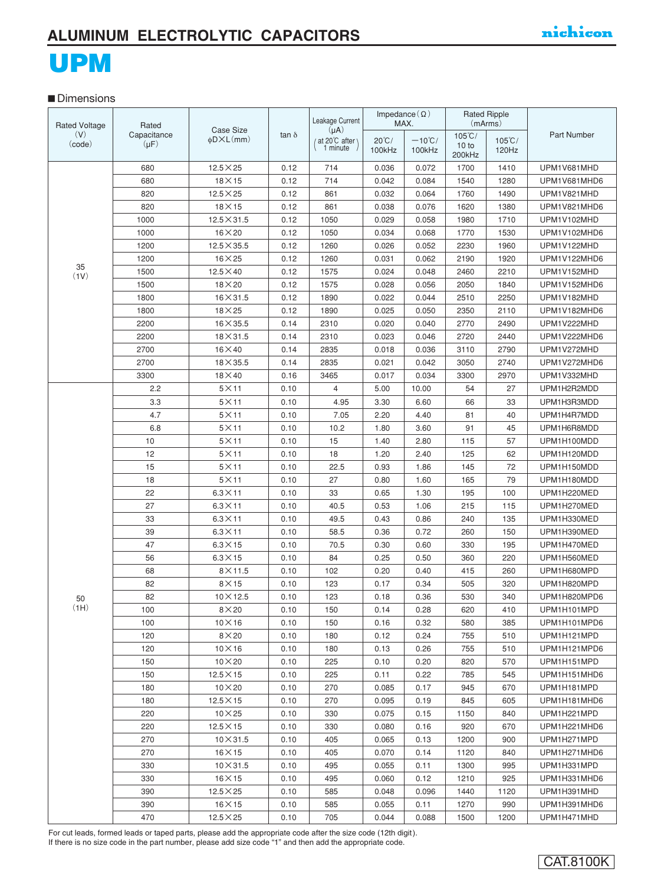# ALUMINUM ELECTROLYTIC CAPACITORS

nichicon

# UPM

■ Dimensions

| Rated Voltage (V) (code) | Rated Capacitance (μF) | Case Size φD×L(mm) | tan δ | Leakage Current (μA) (at 20℃ after 1 minute) | Impedance (Ω) MAX. | | Rated Ripple (mArms) | | Part Number |
|---|---|---|---|---|---|---|---|---|---|
| | | | | | 20℃/ 100kHz | −10℃/ 100kHz | 105℃/ 10 to 200kHz | 105℃/ 120Hz | |
| 35 (1V) | 680 | 12.5×25 | 0.12 | 714 | 0.036 | 0.072 | 1700 | 1410 | UPM1V681MHD |
| | 680 | 18×15 | 0.12 | 714 | 0.042 | 0.084 | 1540 | 1280 | UPM1V681MHD6 |
| | 820 | 12.5×25 | 0.12 | 861 | 0.032 | 0.064 | 1760 | 1490 | UPM1V821MHD |
| | 820 | 18×15 | 0.12 | 861 | 0.038 | 0.076 | 1620 | 1380 | UPM1V821MHD6 |
| | 1000 | 12.5×31.5 | 0.12 | 1050 | 0.029 | 0.058 | 1980 | 1710 | UPM1V102MHD |
| | 1000 | 16×20 | 0.12 | 1050 | 0.034 | 0.068 | 1770 | 1530 | UPM1V102MHD6 |
| | 1200 | 12.5×35.5 | 0.12 | 1260 | 0.026 | 0.052 | 2230 | 1960 | UPM1V122MHD |
| | 1200 | 16×25 | 0.12 | 1260 | 0.031 | 0.062 | 2190 | 1920 | UPM1V122MHD6 |
| | 1500 | 12.5×40 | 0.12 | 1575 | 0.024 | 0.048 | 2460 | 2210 | UPM1V152MHD |
| | 1500 | 18×20 | 0.12 | 1575 | 0.028 | 0.056 | 2050 | 1840 | UPM1V152MHD6 |
| | 1800 | 16×31.5 | 0.12 | 1890 | 0.022 | 0.044 | 2510 | 2250 | UPM1V182MHD |
| | 1800 | 18×25 | 0.12 | 1890 | 0.025 | 0.050 | 2350 | 2110 | UPM1V182MHD6 |
| | 2200 | 16×35.5 | 0.14 | 2310 | 0.020 | 0.040 | 2770 | 2490 | UPM1V222MHD |
| | 2200 | 18×31.5 | 0.14 | 2310 | 0.023 | 0.046 | 2720 | 2440 | UPM1V222MHD6 |
| | 2700 | 16×40 | 0.14 | 2835 | 0.018 | 0.036 | 3110 | 2790 | UPM1V272MHD |
| | 2700 | 18×35.5 | 0.14 | 2835 | 0.021 | 0.042 | 3050 | 2740 | UPM1V272MHD6 |
| | 3300 | 18×40 | 0.16 | 3465 | 0.017 | 0.034 | 3300 | 2970 | UPM1V332MHD |
| 50 (1H) | 2.2 | 5×11 | 0.10 | 4 | 5.00 | 10.00 | 54 | 27 | UPM1H2R2MDD |
| | 3.3 | 5×11 | 0.10 | 4.95 | 3.30 | 6.60 | 66 | 33 | UPM1H3R3MDD |
| | 4.7 | 5×11 | 0.10 | 7.05 | 2.20 | 4.40 | 81 | 40 | UPM1H4R7MDD |
| | 6.8 | 5×11 | 0.10 | 10.2 | 1.80 | 3.60 | 91 | 45 | UPM1H6R8MDD |
| | 10 | 5×11 | 0.10 | 15 | 1.40 | 2.80 | 115 | 57 | UPM1H100MDD |
| | 12 | 5×11 | 0.10 | 18 | 1.20 | 2.40 | 125 | 62 | UPM1H120MDD |
| | 15 | 5×11 | 0.10 | 22.5 | 0.93 | 1.86 | 145 | 72 | UPM1H150MDD |
| | 18 | 5×11 | 0.10 | 27 | 0.80 | 1.60 | 165 | 79 | UPM1H180MDD |
| | 22 | 6.3×11 | 0.10 | 33 | 0.65 | 1.30 | 195 | 100 | UPM1H220MED |
| | 27 | 6.3×11 | 0.10 | 40.5 | 0.53 | 1.06 | 215 | 115 | UPM1H270MED |
| | 33 | 6.3×11 | 0.10 | 49.5 | 0.43 | 0.86 | 240 | 135 | UPM1H330MED |
| | 39 | 6.3×11 | 0.10 | 58.5 | 0.36 | 0.72 | 260 | 150 | UPM1H390MED |
| | 47 | 6.3×15 | 0.10 | 70.5 | 0.30 | 0.60 | 330 | 195 | UPM1H470MED |
| | 56 | 6.3×15 | 0.10 | 84 | 0.25 | 0.50 | 360 | 220 | UPM1H560MED |
| | 68 | 8×11.5 | 0.10 | 102 | 0.20 | 0.40 | 415 | 260 | UPM1H680MPD |
| | 82 | 8×15 | 0.10 | 123 | 0.17 | 0.34 | 505 | 320 | UPM1H820MPD |
| | 82 | 10×12.5 | 0.10 | 123 | 0.18 | 0.36 | 530 | 340 | UPM1H820MPD6 |
| | 100 | 8×20 | 0.10 | 150 | 0.14 | 0.28 | 620 | 410 | UPM1H101MPD |
| | 100 | 10×16 | 0.10 | 150 | 0.16 | 0.32 | 580 | 385 | UPM1H101MPD6 |
| | 120 | 8×20 | 0.10 | 180 | 0.12 | 0.24 | 755 | 510 | UPM1H121MPD |
| | 120 | 10×16 | 0.10 | 180 | 0.13 | 0.26 | 755 | 510 | UPM1H121MPD6 |
| | 150 | 10×20 | 0.10 | 225 | 0.10 | 0.20 | 820 | 570 | UPM1H151MPD |
| | 150 | 12.5×15 | 0.10 | 225 | 0.11 | 0.22 | 785 | 545 | UPM1H151MHD6 |
| | 180 | 10×20 | 0.10 | 270 | 0.085 | 0.17 | 945 | 670 | UPM1H181MPD |
| | 180 | 12.5×15 | 0.10 | 270 | 0.095 | 0.19 | 845 | 605 | UPM1H181MHD6 |
| | 220 | 10×25 | 0.10 | 330 | 0.075 | 0.15 | 1150 | 840 | UPM1H221MPD |
| | 220 | 12.5×15 | 0.10 | 330 | 0.080 | 0.16 | 920 | 670 | UPM1H221MHD6 |
| | 270 | 10×31.5 | 0.10 | 405 | 0.065 | 0.13 | 1200 | 900 | UPM1H271MPD |
| | 270 | 16×15 | 0.10 | 405 | 0.070 | 0.14 | 1120 | 840 | UPM1H271MHD6 |
| | 330 | 10×31.5 | 0.10 | 495 | 0.055 | 0.11 | 1300 | 995 | UPM1H331MPD |
| | 330 | 16×15 | 0.10 | 495 | 0.060 | 0.12 | 1210 | 925 | UPM1H331MHD6 |
| | 390 | 12.5×25 | 0.10 | 585 | 0.048 | 0.096 | 1440 | 1120 | UPM1H391MHD |
| | 390 | 16×15 | 0.10 | 585 | 0.055 | 0.11 | 1270 | 990 | UPM1H391MHD6 |
| | 470 | 12.5×25 | 0.10 | 705 | 0.044 | 0.088 | 1500 | 1200 | UPM1H471MHD |

For cut leads, formed leads or taped parts, please add the appropriate code after the size code (12th digit).
If there is no size code in the part number, please add size code "1" and then add the appropriate code.

CAT.8100K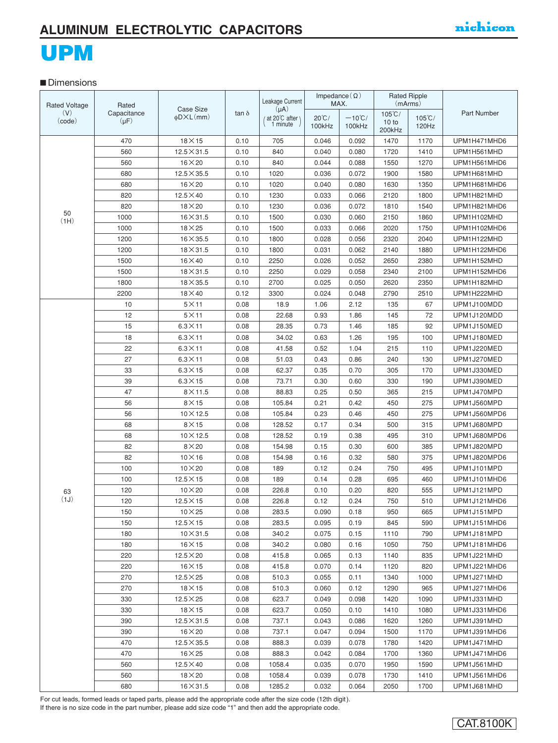## ALUMINUM ELECTROLYTIC CAPACITORS

# UPM

■ Dimensions

| Rated Voltage (V) (code) | Rated Capacitance (μF) | Case Size φD×L(mm) | tan δ | Leakage Current (μA) (at 20℃ after 1 minute) | Impedance (Ω) MAX. | | Rated Ripple (mArms) | | Part Number |
|---|---|---|---|---|---|---|---|---|---|
| | | | | | 20℃/ 100kHz | −10℃/ 100kHz | 105℃/ 10 to 200kHz | 105℃/ 120Hz | |
| 50 (1H) | 470 | 18×15 | 0.10 | 705 | 0.046 | 0.092 | 1470 | 1170 | UPM1H471MHD6 |
| | 560 | 12.5×31.5 | 0.10 | 840 | 0.040 | 0.080 | 1720 | 1410 | UPM1H561MHD |
| | 560 | 16×20 | 0.10 | 840 | 0.044 | 0.088 | 1550 | 1270 | UPM1H561MHD6 |
| | 680 | 12.5×35.5 | 0.10 | 1020 | 0.036 | 0.072 | 1900 | 1580 | UPM1H681MHD |
| | 680 | 16×20 | 0.10 | 1020 | 0.040 | 0.080 | 1630 | 1350 | UPM1H681MHD6 |
| | 820 | 12.5×40 | 0.10 | 1230 | 0.033 | 0.066 | 2120 | 1800 | UPM1H821MHD |
| | 820 | 18×20 | 0.10 | 1230 | 0.036 | 0.072 | 1810 | 1540 | UPM1H821MHD6 |
| | 1000 | 16×31.5 | 0.10 | 1500 | 0.030 | 0.060 | 2150 | 1860 | UPM1H102MHD |
| | 1000 | 18×25 | 0.10 | 1500 | 0.033 | 0.066 | 2020 | 1750 | UPM1H102MHD6 |
| | 1200 | 16×35.5 | 0.10 | 1800 | 0.028 | 0.056 | 2320 | 2040 | UPM1H122MHD |
| | 1200 | 18×31.5 | 0.10 | 1800 | 0.031 | 0.062 | 2140 | 1880 | UPM1H122MHD6 |
| | 1500 | 16×40 | 0.10 | 2250 | 0.026 | 0.052 | 2650 | 2380 | UPM1H152MHD |
| | 1500 | 18×31.5 | 0.10 | 2250 | 0.029 | 0.058 | 2340 | 2100 | UPM1H152MHD6 |
| | 1800 | 18×35.5 | 0.10 | 2700 | 0.025 | 0.050 | 2620 | 2350 | UPM1H182MHD |
| | 2200 | 18×40 | 0.12 | 3300 | 0.024 | 0.048 | 2790 | 2510 | UPM1H222MHD |
| 63 (1J) | 10 | 5×11 | 0.08 | 18.9 | 1.06 | 2.12 | 135 | 67 | UPM1J100MDD |
| | 12 | 5×11 | 0.08 | 22.68 | 0.93 | 1.86 | 145 | 72 | UPM1J120MDD |
| | 15 | 6.3×11 | 0.08 | 28.35 | 0.73 | 1.46 | 185 | 92 | UPM1J150MED |
| | 18 | 6.3×11 | 0.08 | 34.02 | 0.63 | 1.26 | 195 | 100 | UPM1J180MED |
| | 22 | 6.3×11 | 0.08 | 41.58 | 0.52 | 1.04 | 215 | 110 | UPM1J220MED |
| | 27 | 6.3×11 | 0.08 | 51.03 | 0.43 | 0.86 | 240 | 130 | UPM1J270MED |
| | 33 | 6.3×15 | 0.08 | 62.37 | 0.35 | 0.70 | 305 | 170 | UPM1J330MED |
| | 39 | 6.3×15 | 0.08 | 73.71 | 0.30 | 0.60 | 330 | 190 | UPM1J390MED |
| | 47 | 8×11.5 | 0.08 | 88.83 | 0.25 | 0.50 | 365 | 215 | UPM1J470MPD |
| | 56 | 8×15 | 0.08 | 105.84 | 0.21 | 0.42 | 450 | 275 | UPM1J560MPD |
| | 56 | 10×12.5 | 0.08 | 105.84 | 0.23 | 0.46 | 450 | 275 | UPM1J560MPD6 |
| | 68 | 8×15 | 0.08 | 128.52 | 0.17 | 0.34 | 500 | 315 | UPM1J680MPD |
| | 68 | 10×12.5 | 0.08 | 128.52 | 0.19 | 0.38 | 495 | 310 | UPM1J680MPD6 |
| | 82 | 8×20 | 0.08 | 154.98 | 0.15 | 0.30 | 600 | 385 | UPM1J820MPD |
| | 82 | 10×16 | 0.08 | 154.98 | 0.16 | 0.32 | 580 | 375 | UPM1J820MPD6 |
| | 100 | 10×20 | 0.08 | 189 | 0.12 | 0.24 | 750 | 495 | UPM1J101MPD |
| | 100 | 12.5×15 | 0.08 | 189 | 0.14 | 0.28 | 695 | 460 | UPM1J101MHD6 |
| | 120 | 10×20 | 0.08 | 226.8 | 0.10 | 0.20 | 820 | 555 | UPM1J121MPD |
| | 120 | 12.5×15 | 0.08 | 226.8 | 0.12 | 0.24 | 750 | 510 | UPM1J121MHD6 |
| | 150 | 10×25 | 0.08 | 283.5 | 0.090 | 0.18 | 950 | 665 | UPM1J151MPD |
| | 150 | 12.5×15 | 0.08 | 283.5 | 0.095 | 0.19 | 845 | 590 | UPM1J151MHD6 |
| | 180 | 10×31.5 | 0.08 | 340.2 | 0.075 | 0.15 | 1110 | 790 | UPM1J181MPD |
| | 180 | 16×15 | 0.08 | 340.2 | 0.080 | 0.16 | 1050 | 750 | UPM1J181MHD6 |
| | 220 | 12.5×20 | 0.08 | 415.8 | 0.065 | 0.13 | 1140 | 835 | UPM1J221MHD |
| | 220 | 16×15 | 0.08 | 415.8 | 0.070 | 0.14 | 1120 | 820 | UPM1J221MHD6 |
| | 270 | 12.5×25 | 0.08 | 510.3 | 0.055 | 0.11 | 1340 | 1000 | UPM1J271MHD |
| | 270 | 18×15 | 0.08 | 510.3 | 0.060 | 0.12 | 1290 | 965 | UPM1J271MHD6 |
| | 330 | 12.5×25 | 0.08 | 623.7 | 0.049 | 0.098 | 1420 | 1090 | UPM1J331MHD |
| | 330 | 18×15 | 0.08 | 623.7 | 0.050 | 0.10 | 1410 | 1080 | UPM1J331MHD6 |
| | 390 | 12.5×31.5 | 0.08 | 737.1 | 0.043 | 0.086 | 1620 | 1260 | UPM1J391MHD |
| | 390 | 16×20 | 0.08 | 737.1 | 0.047 | 0.094 | 1500 | 1170 | UPM1J391MHD6 |
| | 470 | 12.5×35.5 | 0.08 | 888.3 | 0.039 | 0.078 | 1780 | 1420 | UPM1J471MHD |
| | 470 | 16×25 | 0.08 | 888.3 | 0.042 | 0.084 | 1700 | 1360 | UPM1J471MHD6 |
| | 560 | 12.5×40 | 0.08 | 1058.4 | 0.035 | 0.070 | 1950 | 1590 | UPM1J561MHD |
| | 560 | 18×20 | 0.08 | 1058.4 | 0.039 | 0.078 | 1730 | 1410 | UPM1J561MHD6 |
| | 680 | 16×31.5 | 0.08 | 1285.2 | 0.032 | 0.064 | 2050 | 1700 | UPM1J681MHD |

For cut leads, formed leads or taped parts, please add the appropriate code after the size code (12th digit).
If there is no size code in the part number, please add size code "1" and then add the appropriate code.

CAT.8100K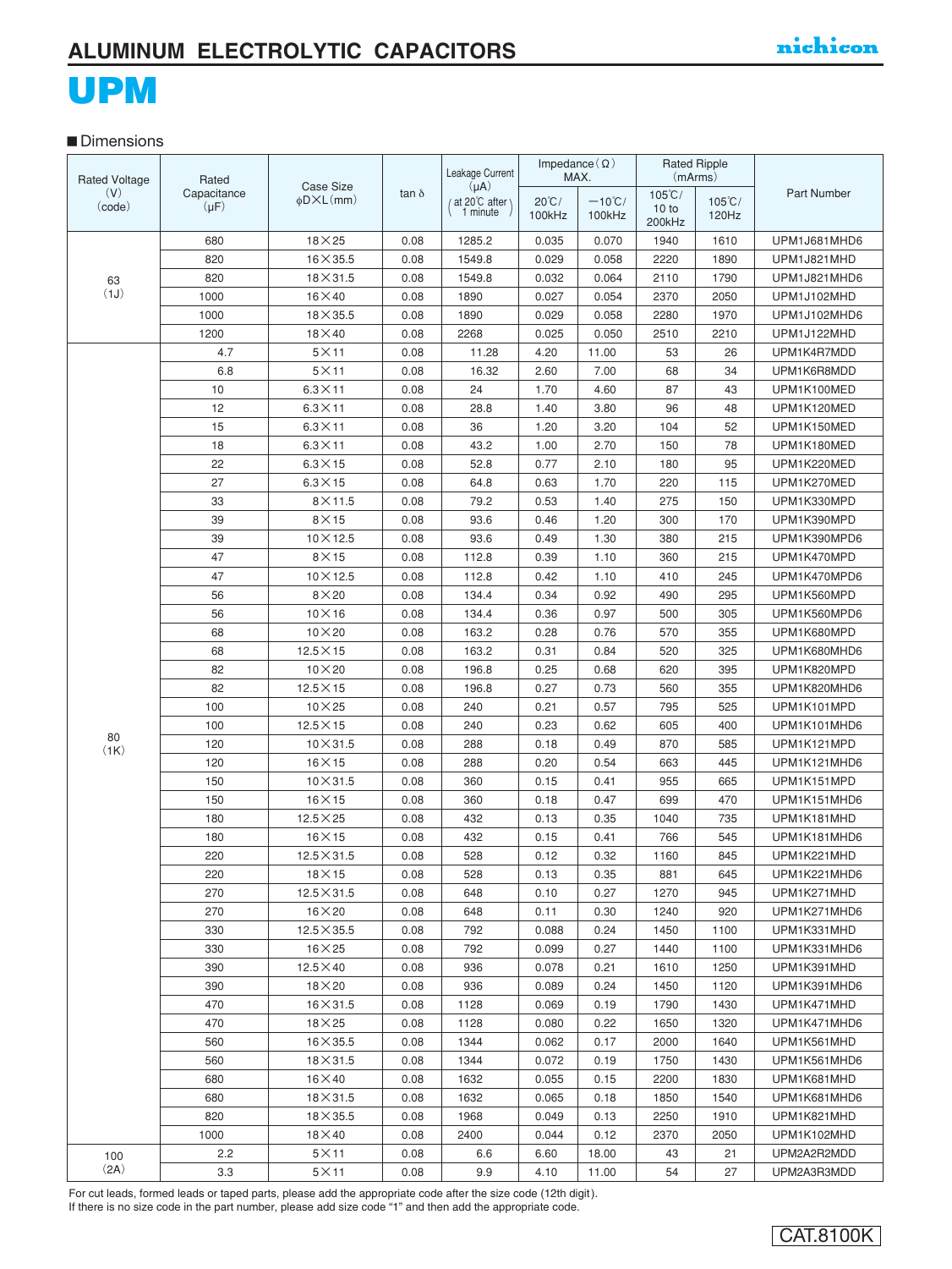# ALUMINUM ELECTROLYTIC CAPACITORS

nichicon

# UPM

■ Dimensions

| Rated Voltage (V) (code) | Rated Capacitance (μF) | Case Size φD×L (mm) | tan δ | Leakage Current (μA) (at 20℃ after 1 minute) | Impedance (Ω) MAX. | | Rated Ripple (mArms) | | Part Number |
|---|---|---|---|---|---|---|---|---|---|
| | | | | | 20℃/ 100kHz | −10℃/ 100kHz | 105℃/ 10 to 200kHz | 105℃/ 120Hz | |
| 63 (1J) | 680 | 18×25 | 0.08 | 1285.2 | 0.035 | 0.070 | 1940 | 1610 | UPM1J681MHD6 |
| | 820 | 16×35.5 | 0.08 | 1549.8 | 0.029 | 0.058 | 2220 | 1890 | UPM1J821MHD |
| | 820 | 18×31.5 | 0.08 | 1549.8 | 0.032 | 0.064 | 2110 | 1790 | UPM1J821MHD6 |
| | 1000 | 16×40 | 0.08 | 1890 | 0.027 | 0.054 | 2370 | 2050 | UPM1J102MHD |
| | 1000 | 18×35.5 | 0.08 | 1890 | 0.029 | 0.058 | 2280 | 1970 | UPM1J102MHD6 |
| | 1200 | 18×40 | 0.08 | 2268 | 0.025 | 0.050 | 2510 | 2210 | UPM1J122MHD |
| 80 (1K) | 4.7 | 5×11 | 0.08 | 11.28 | 4.20 | 11.00 | 53 | 26 | UPM1K4R7MDD |
| | 6.8 | 5×11 | 0.08 | 16.32 | 2.60 | 7.00 | 68 | 34 | UPM1K6R8MDD |
| | 10 | 6.3×11 | 0.08 | 24 | 1.70 | 4.60 | 87 | 43 | UPM1K100MED |
| | 12 | 6.3×11 | 0.08 | 28.8 | 1.40 | 3.80 | 96 | 48 | UPM1K120MED |
| | 15 | 6.3×11 | 0.08 | 36 | 1.20 | 3.20 | 104 | 52 | UPM1K150MED |
| | 18 | 6.3×11 | 0.08 | 43.2 | 1.00 | 2.70 | 150 | 78 | UPM1K180MED |
| | 22 | 6.3×15 | 0.08 | 52.8 | 0.77 | 2.10 | 180 | 95 | UPM1K220MED |
| | 27 | 6.3×15 | 0.08 | 64.8 | 0.63 | 1.70 | 220 | 115 | UPM1K270MED |
| | 33 | 8×11.5 | 0.08 | 79.2 | 0.53 | 1.40 | 275 | 150 | UPM1K330MPD |
| | 39 | 8×15 | 0.08 | 93.6 | 0.46 | 1.20 | 300 | 170 | UPM1K390MPD |
| | 39 | 10×12.5 | 0.08 | 93.6 | 0.49 | 1.30 | 380 | 215 | UPM1K390MPD6 |
| | 47 | 8×15 | 0.08 | 112.8 | 0.39 | 1.10 | 360 | 215 | UPM1K470MPD |
| | 47 | 10×12.5 | 0.08 | 112.8 | 0.42 | 1.10 | 410 | 245 | UPM1K470MPD6 |
| | 56 | 8×20 | 0.08 | 134.4 | 0.34 | 0.92 | 490 | 295 | UPM1K560MPD |
| | 56 | 10×16 | 0.08 | 134.4 | 0.36 | 0.97 | 500 | 305 | UPM1K560MPD6 |
| | 68 | 10×20 | 0.08 | 163.2 | 0.28 | 0.76 | 570 | 355 | UPM1K680MPD |
| | 68 | 12.5×15 | 0.08 | 163.2 | 0.31 | 0.84 | 520 | 325 | UPM1K680MHD6 |
| | 82 | 10×20 | 0.08 | 196.8 | 0.25 | 0.68 | 620 | 395 | UPM1K820MPD |
| | 82 | 12.5×15 | 0.08 | 196.8 | 0.27 | 0.73 | 560 | 355 | UPM1K820MHD6 |
| | 100 | 10×25 | 0.08 | 240 | 0.21 | 0.57 | 795 | 525 | UPM1K101MPD |
| | 100 | 12.5×15 | 0.08 | 240 | 0.23 | 0.62 | 605 | 400 | UPM1K101MHD6 |
| | 120 | 10×31.5 | 0.08 | 288 | 0.18 | 0.49 | 870 | 585 | UPM1K121MPD |
| | 120 | 16×15 | 0.08 | 288 | 0.20 | 0.54 | 663 | 445 | UPM1K121MHD6 |
| | 150 | 10×31.5 | 0.08 | 360 | 0.15 | 0.41 | 955 | 665 | UPM1K151MPD |
| | 150 | 16×15 | 0.08 | 360 | 0.18 | 0.47 | 699 | 470 | UPM1K151MHD6 |
| | 180 | 12.5×25 | 0.08 | 432 | 0.13 | 0.35 | 1040 | 735 | UPM1K181MHD |
| | 180 | 16×15 | 0.08 | 432 | 0.15 | 0.41 | 766 | 545 | UPM1K181MHD6 |
| | 220 | 12.5×31.5 | 0.08 | 528 | 0.12 | 0.32 | 1160 | 845 | UPM1K221MHD |
| | 220 | 18×15 | 0.08 | 528 | 0.13 | 0.35 | 881 | 645 | UPM1K221MHD6 |
| | 270 | 12.5×31.5 | 0.08 | 648 | 0.10 | 0.27 | 1270 | 945 | UPM1K271MHD |
| | 270 | 16×20 | 0.08 | 648 | 0.11 | 0.30 | 1240 | 920 | UPM1K271MHD6 |
| | 330 | 12.5×35.5 | 0.08 | 792 | 0.088 | 0.24 | 1450 | 1100 | UPM1K331MHD |
| | 330 | 16×25 | 0.08 | 792 | 0.099 | 0.27 | 1440 | 1100 | UPM1K331MHD6 |
| | 390 | 12.5×40 | 0.08 | 936 | 0.078 | 0.21 | 1610 | 1250 | UPM1K391MHD |
| | 390 | 18×20 | 0.08 | 936 | 0.089 | 0.24 | 1450 | 1120 | UPM1K391MHD6 |
| | 470 | 16×31.5 | 0.08 | 1128 | 0.069 | 0.19 | 1790 | 1430 | UPM1K471MHD |
| | 470 | 18×25 | 0.08 | 1128 | 0.080 | 0.22 | 1650 | 1320 | UPM1K471MHD6 |
| | 560 | 16×35.5 | 0.08 | 1344 | 0.062 | 0.17 | 2000 | 1640 | UPM1K561MHD |
| | 560 | 18×31.5 | 0.08 | 1344 | 0.072 | 0.19 | 1750 | 1430 | UPM1K561MHD6 |
| | 680 | 16×40 | 0.08 | 1632 | 0.055 | 0.15 | 2200 | 1830 | UPM1K681MHD |
| | 680 | 18×31.5 | 0.08 | 1632 | 0.065 | 0.18 | 1850 | 1540 | UPM1K681MHD6 |
| | 820 | 18×35.5 | 0.08 | 1968 | 0.049 | 0.13 | 2250 | 1910 | UPM1K821MHD |
| | 1000 | 18×40 | 0.08 | 2400 | 0.044 | 0.12 | 2370 | 2050 | UPM1K102MHD |
| 100 (2A) | 2.2 | 5×11 | 0.08 | 6.6 | 6.60 | 18.00 | 43 | 21 | UPM2A2R2MDD |
| | 3.3 | 5×11 | 0.08 | 9.9 | 4.10 | 11.00 | 54 | 27 | UPM2A3R3MDD |

For cut leads, formed leads or taped parts, please add the appropriate code after the size code (12th digit).
If there is no size code in the part number, please add size code "1" and then add the appropriate code.

CAT.8100K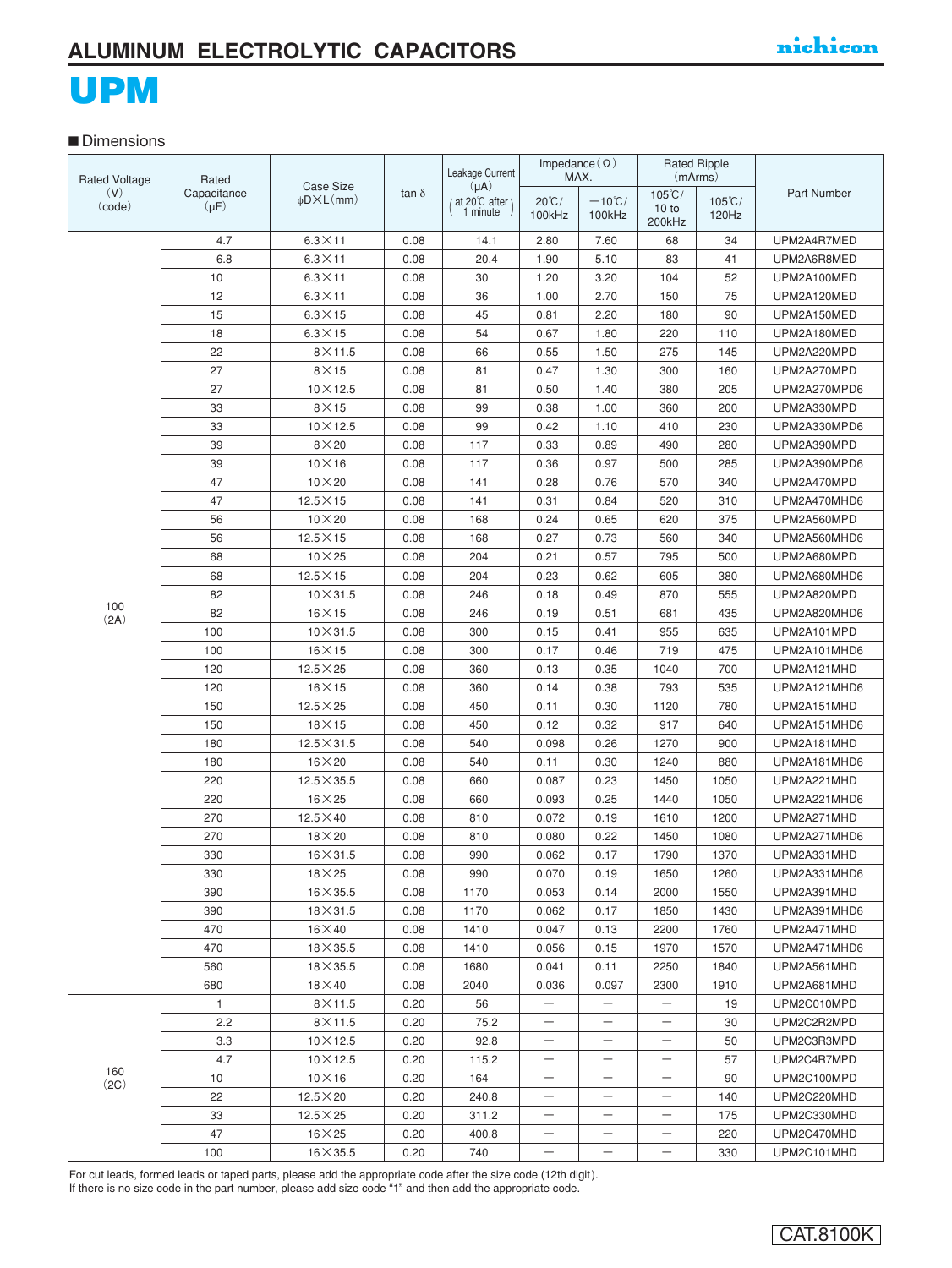## ALUMINUM ELECTROLYTIC CAPACITORS

# UPM

■ Dimensions

| Rated Voltage (V) (code) | Rated Capacitance (μF) | Case Size φD×L(mm) | tan δ | Leakage Current (μA) (at 20°C after 1 minute) | Impedance (Ω) MAX. | | Rated Ripple (mArms) | | Part Number |
|---|---|---|---|---|---|---|---|---|---|
| | | | | | 20°C/ 100kHz | −10°C/ 100kHz | 105°C/ 10 to 200kHz | 105°C/ 120Hz | |
| 100 (2A) | 4.7 | 6.3×11 | 0.08 | 14.1 | 2.80 | 7.60 | 68 | 34 | UPM2A4R7MED |
| | 6.8 | 6.3×11 | 0.08 | 20.4 | 1.90 | 5.10 | 83 | 41 | UPM2A6R8MED |
| | 10 | 6.3×11 | 0.08 | 30 | 1.20 | 3.20 | 104 | 52 | UPM2A100MED |
| | 12 | 6.3×11 | 0.08 | 36 | 1.00 | 2.70 | 150 | 75 | UPM2A120MED |
| | 15 | 6.3×15 | 0.08 | 45 | 0.81 | 2.20 | 180 | 90 | UPM2A150MED |
| | 18 | 6.3×15 | 0.08 | 54 | 0.67 | 1.80 | 220 | 110 | UPM2A180MED |
| | 22 | 8×11.5 | 0.08 | 66 | 0.55 | 1.50 | 275 | 145 | UPM2A220MPD |
| | 27 | 8×15 | 0.08 | 81 | 0.47 | 1.30 | 300 | 160 | UPM2A270MPD |
| | 27 | 10×12.5 | 0.08 | 81 | 0.50 | 1.40 | 380 | 205 | UPM2A270MPD6 |
| | 33 | 8×15 | 0.08 | 99 | 0.38 | 1.00 | 360 | 200 | UPM2A330MPD |
| | 33 | 10×12.5 | 0.08 | 99 | 0.42 | 1.10 | 410 | 230 | UPM2A330MPD6 |
| | 39 | 8×20 | 0.08 | 117 | 0.33 | 0.89 | 490 | 280 | UPM2A390MPD |
| | 39 | 10×16 | 0.08 | 117 | 0.36 | 0.97 | 500 | 285 | UPM2A390MPD6 |
| | 47 | 10×20 | 0.08 | 141 | 0.28 | 0.76 | 570 | 340 | UPM2A470MPD |
| | 47 | 12.5×15 | 0.08 | 141 | 0.31 | 0.84 | 520 | 310 | UPM2A470MHD6 |
| | 56 | 10×20 | 0.08 | 168 | 0.24 | 0.65 | 620 | 375 | UPM2A560MPD |
| | 56 | 12.5×15 | 0.08 | 168 | 0.27 | 0.73 | 560 | 340 | UPM2A560MHD6 |
| | 68 | 10×25 | 0.08 | 204 | 0.21 | 0.57 | 795 | 500 | UPM2A680MPD |
| | 68 | 12.5×15 | 0.08 | 204 | 0.23 | 0.62 | 605 | 380 | UPM2A680MHD6 |
| | 82 | 10×31.5 | 0.08 | 246 | 0.18 | 0.49 | 870 | 555 | UPM2A820MPD |
| | 82 | 16×15 | 0.08 | 246 | 0.19 | 0.51 | 681 | 435 | UPM2A820MHD6 |
| | 100 | 10×31.5 | 0.08 | 300 | 0.15 | 0.41 | 955 | 635 | UPM2A101MPD |
| | 100 | 16×15 | 0.08 | 300 | 0.17 | 0.46 | 719 | 475 | UPM2A101MHD6 |
| | 120 | 12.5×25 | 0.08 | 360 | 0.13 | 0.35 | 1040 | 700 | UPM2A121MHD |
| | 120 | 16×15 | 0.08 | 360 | 0.14 | 0.38 | 793 | 535 | UPM2A121MHD6 |
| | 150 | 12.5×25 | 0.08 | 450 | 0.11 | 0.30 | 1120 | 780 | UPM2A151MHD |
| | 150 | 18×15 | 0.08 | 450 | 0.12 | 0.32 | 917 | 640 | UPM2A151MHD6 |
| | 180 | 12.5×31.5 | 0.08 | 540 | 0.098 | 0.26 | 1270 | 900 | UPM2A181MHD |
| | 180 | 16×20 | 0.08 | 540 | 0.11 | 0.30 | 1240 | 880 | UPM2A181MHD6 |
| | 220 | 12.5×35.5 | 0.08 | 660 | 0.087 | 0.23 | 1450 | 1050 | UPM2A221MHD |
| | 220 | 16×25 | 0.08 | 660 | 0.093 | 0.25 | 1440 | 1050 | UPM2A221MHD6 |
| | 270 | 12.5×40 | 0.08 | 810 | 0.072 | 0.19 | 1610 | 1200 | UPM2A271MHD |
| | 270 | 18×20 | 0.08 | 810 | 0.080 | 0.22 | 1450 | 1080 | UPM2A271MHD6 |
| | 330 | 16×31.5 | 0.08 | 990 | 0.062 | 0.17 | 1790 | 1370 | UPM2A331MHD |
| | 330 | 18×25 | 0.08 | 990 | 0.070 | 0.19 | 1650 | 1260 | UPM2A331MHD6 |
| | 390 | 16×35.5 | 0.08 | 1170 | 0.053 | 0.14 | 2000 | 1550 | UPM2A391MHD |
| | 390 | 18×31.5 | 0.08 | 1170 | 0.062 | 0.17 | 1850 | 1430 | UPM2A391MHD6 |
| | 470 | 16×40 | 0.08 | 1410 | 0.047 | 0.13 | 2200 | 1760 | UPM2A471MHD |
| | 470 | 18×35.5 | 0.08 | 1410 | 0.056 | 0.15 | 1970 | 1570 | UPM2A471MHD6 |
| | 560 | 18×35.5 | 0.08 | 1680 | 0.041 | 0.11 | 2250 | 1840 | UPM2A561MHD |
| | 680 | 18×40 | 0.08 | 2040 | 0.036 | 0.097 | 2300 | 1910 | UPM2A681MHD |
| 160 (2C) | 1 | 8×11.5 | 0.20 | 56 | — | — | — | 19 | UPM2C010MPD |
| | 2.2 | 8×11.5 | 0.20 | 75.2 | — | — | — | 30 | UPM2C2R2MPD |
| | 3.3 | 10×12.5 | 0.20 | 92.8 | — | — | — | 50 | UPM2C3R3MPD |
| | 4.7 | 10×12.5 | 0.20 | 115.2 | — | — | — | 57 | UPM2C4R7MPD |
| | 10 | 10×16 | 0.20 | 164 | — | — | — | 90 | UPM2C100MPD |
| | 22 | 12.5×20 | 0.20 | 240.8 | — | — | — | 140 | UPM2C220MHD |
| | 33 | 12.5×25 | 0.20 | 311.2 | — | — | — | 175 | UPM2C330MHD |
| | 47 | 16×25 | 0.20 | 400.8 | — | — | — | 220 | UPM2C470MHD |
| | 100 | 16×35.5 | 0.20 | 740 | — | — | — | 330 | UPM2C101MHD |

For cut leads, formed leads or taped parts, please add the appropriate code after the size code (12th digit).
If there is no size code in the part number, please add size code "1" and then add the appropriate code.

CAT.8100K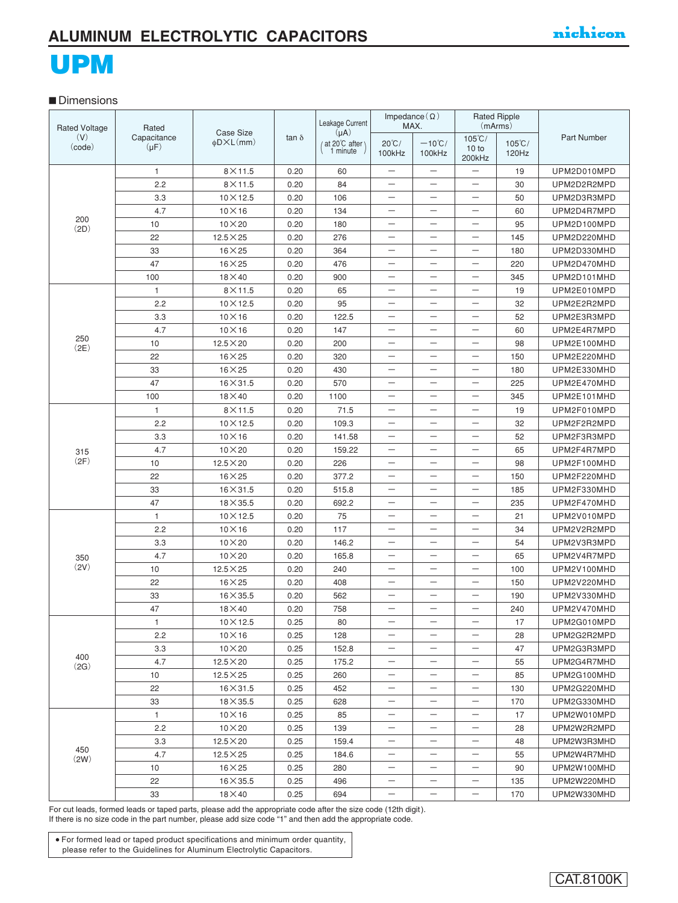# ALUMINUM ELECTROLYTIC CAPACITORS

nichicon

# UPM

■ Dimensions

| Rated Voltage (V) (code) | Rated Capacitance (μF) | Case Size φD×L(mm) | tan δ | Leakage Current (μA) (at 20℃ after 1 minute) | Impedance (Ω) MAX. | | Rated Ripple (mArms) | | Part Number |
|---|---|---|---|---|---|---|---|---|---|
| | | | | | 20℃/ 100kHz | −10℃/ 100kHz | 105℃/ 10 to 200kHz | 105℃/ 120Hz | |
| 200 (2D) | 1 | 8×11.5 | 0.20 | 60 | — | — | — | 19 | UPM2D010MPD |
| | 2.2 | 8×11.5 | 0.20 | 84 | — | — | — | 30 | UPM2D2R2MPD |
| | 3.3 | 10×12.5 | 0.20 | 106 | — | — | — | 50 | UPM2D3R3MPD |
| | 4.7 | 10×16 | 0.20 | 134 | — | — | — | 60 | UPM2D4R7MPD |
| | 10 | 10×20 | 0.20 | 180 | — | — | — | 95 | UPM2D100MPD |
| | 22 | 12.5×25 | 0.20 | 276 | — | — | — | 145 | UPM2D220MHD |
| | 33 | 16×25 | 0.20 | 364 | — | — | — | 180 | UPM2D330MHD |
| | 47 | 16×25 | 0.20 | 476 | — | — | — | 220 | UPM2D470MHD |
| | 100 | 18×40 | 0.20 | 900 | — | — | — | 345 | UPM2D101MHD |
| 250 (2E) | 1 | 8×11.5 | 0.20 | 65 | — | — | — | 19 | UPM2E010MPD |
| | 2.2 | 10×12.5 | 0.20 | 95 | — | — | — | 32 | UPM2E2R2MPD |
| | 3.3 | 10×16 | 0.20 | 122.5 | — | — | — | 52 | UPM2E3R3MPD |
| | 4.7 | 10×16 | 0.20 | 147 | — | — | — | 60 | UPM2E4R7MPD |
| | 10 | 12.5×20 | 0.20 | 200 | — | — | — | 98 | UPM2E100MHD |
| | 22 | 16×25 | 0.20 | 320 | — | — | — | 150 | UPM2E220MHD |
| | 33 | 16×25 | 0.20 | 430 | — | — | — | 180 | UPM2E330MHD |
| | 47 | 16×31.5 | 0.20 | 570 | — | — | — | 225 | UPM2E470MHD |
| | 100 | 18×40 | 0.20 | 1100 | — | — | — | 345 | UPM2E101MHD |
| 315 (2F) | 1 | 8×11.5 | 0.20 | 71.5 | — | — | — | 19 | UPM2F010MPD |
| | 2.2 | 10×12.5 | 0.20 | 109.3 | — | — | — | 32 | UPM2F2R2MPD |
| | 3.3 | 10×16 | 0.20 | 141.58 | — | — | — | 52 | UPM2F3R3MPD |
| | 4.7 | 10×20 | 0.20 | 159.22 | — | — | — | 65 | UPM2F4R7MPD |
| | 10 | 12.5×20 | 0.20 | 226 | — | — | — | 98 | UPM2F100MHD |
| | 22 | 16×25 | 0.20 | 377.2 | — | — | — | 150 | UPM2F220MHD |
| | 33 | 16×31.5 | 0.20 | 515.8 | — | — | — | 185 | UPM2F330MHD |
| | 47 | 18×35.5 | 0.20 | 692.2 | — | — | — | 235 | UPM2F470MHD |
| 350 (2V) | 1 | 10×12.5 | 0.20 | 75 | — | — | — | 21 | UPM2V010MPD |
| | 2.2 | 10×16 | 0.20 | 117 | — | — | — | 34 | UPM2V2R2MPD |
| | 3.3 | 10×20 | 0.20 | 146.2 | — | — | — | 54 | UPM2V3R3MPD |
| | 4.7 | 10×20 | 0.20 | 165.8 | — | — | — | 65 | UPM2V4R7MPD |
| | 10 | 12.5×25 | 0.20 | 240 | — | — | — | 100 | UPM2V100MHD |
| | 22 | 16×25 | 0.20 | 408 | — | — | — | 150 | UPM2V220MHD |
| | 33 | 16×35.5 | 0.20 | 562 | — | — | — | 190 | UPM2V330MHD |
| | 47 | 18×40 | 0.20 | 758 | — | — | — | 240 | UPM2V470MHD |
| 400 (2G) | 1 | 10×12.5 | 0.25 | 80 | — | — | — | 17 | UPM2G010MPD |
| | 2.2 | 10×16 | 0.25 | 128 | — | — | — | 28 | UPM2G2R2MPD |
| | 3.3 | 10×20 | 0.25 | 152.8 | — | — | — | 47 | UPM2G3R3MPD |
| | 4.7 | 12.5×20 | 0.25 | 175.2 | — | — | — | 55 | UPM2G4R7MHD |
| | 10 | 12.5×25 | 0.25 | 260 | — | — | — | 85 | UPM2G100MHD |
| | 22 | 16×31.5 | 0.25 | 452 | — | — | — | 130 | UPM2G220MHD |
| | 33 | 18×35.5 | 0.25 | 628 | — | — | — | 170 | UPM2G330MHD |
| 450 (2W) | 1 | 10×16 | 0.25 | 85 | — | — | — | 17 | UPM2W010MPD |
| | 2.2 | 10×20 | 0.25 | 139 | — | — | — | 28 | UPM2W2R2MPD |
| | 3.3 | 12.5×20 | 0.25 | 159.4 | — | — | — | 48 | UPM2W3R3MHD |
| | 4.7 | 12.5×25 | 0.25 | 184.6 | — | — | — | 55 | UPM2W4R7MHD |
| | 10 | 16×25 | 0.25 | 280 | — | — | — | 90 | UPM2W100MHD |
| | 22 | 16×35.5 | 0.25 | 496 | — | — | — | 135 | UPM2W220MHD |
| | 33 | 18×40 | 0.25 | 694 | — | — | — | 170 | UPM2W330MHD |

For cut leads, formed leads or taped parts, please add the appropriate code after the size code (12th digit).
If there is no size code in the part number, please add size code "1" and then add the appropriate code.

- For formed lead or taped product specifications and minimum order quantity, please refer to the Guidelines for Aluminum Electrolytic Capacitors.

CAT.8100K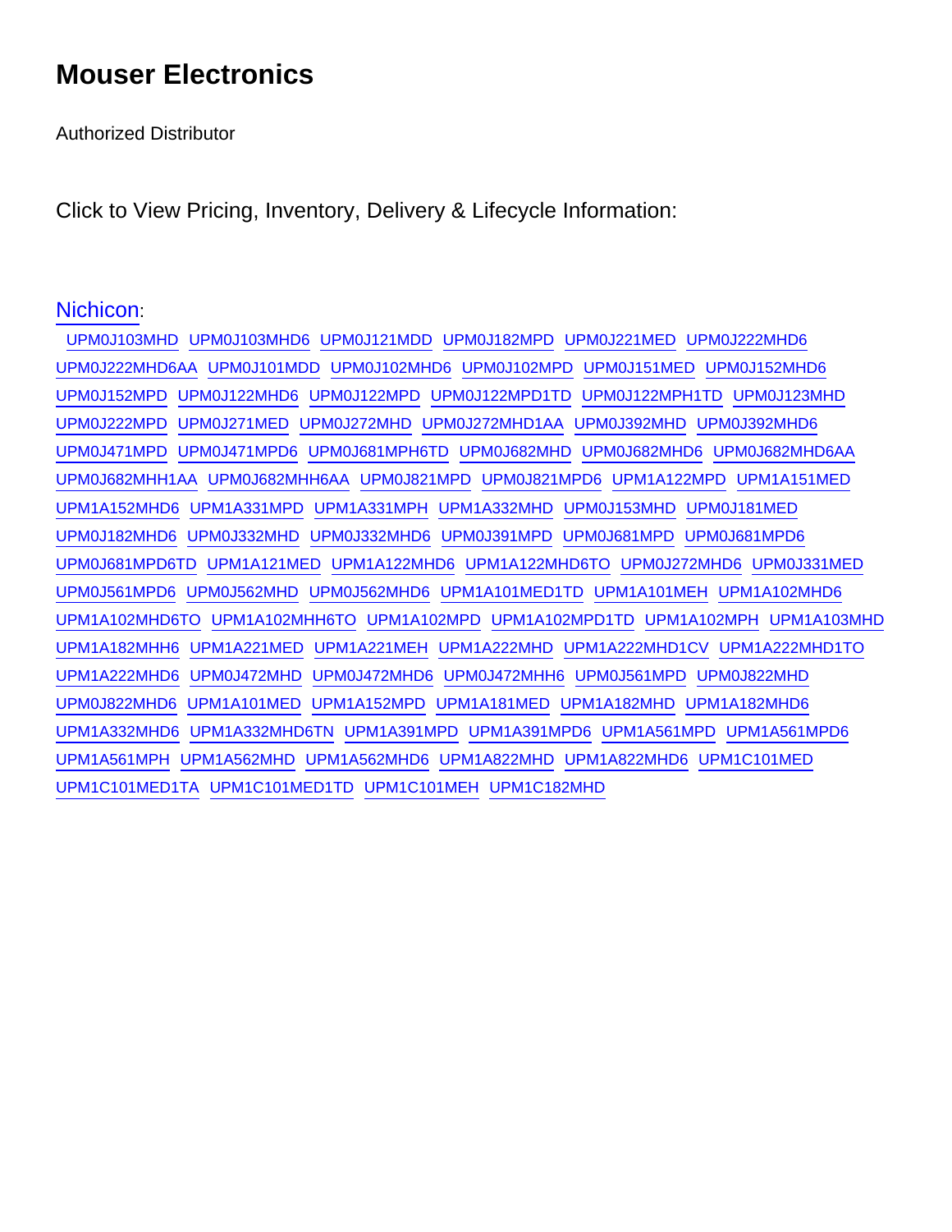# Mouser Electronics

Authorized Distributor

Click to View Pricing, Inventory, Delivery & Lifecycle Information:

Nichicon:

UPM0J103MHD UPM0J103MHD6 UPM0J121MDD UPM0J182MPD UPM0J221MED UPM0J222MHD6 UPM0J222MHD6AA UPM0J101MDD UPM0J102MHD6 UPM0J102MPD UPM0J151MED UPM0J152MHD6 UPM0J152MPD UPM0J122MHD6 UPM0J122MPD UPM0J122MPD1TD UPM0J122MPH1TD UPM0J123MHD UPM0J222MPD UPM0J271MED UPM0J272MHD UPM0J272MHD1AA UPM0J392MHD UPM0J392MHD6 UPM0J471MPD UPM0J471MPD6 UPM0J681MPH6TD UPM0J682MHD UPM0J682MHD6 UPM0J682MHD6AA UPM0J682MHH1AA UPM0J682MHH6AA UPM0J821MPD UPM0J821MPD6 UPM1A122MPD UPM1A151MED UPM1A152MHD6 UPM1A331MPD UPM1A331MPH UPM1A332MHD UPM0J153MHD UPM0J181MED UPM0J182MHD6 UPM0J332MHD UPM0J332MHD6 UPM0J391MPD UPM0J681MPD UPM0J681MPD6 UPM0J681MPD6TD UPM1A121MED UPM1A122MHD6 UPM1A122MHD6TO UPM0J272MHD6 UPM0J331MED UPM0J561MPD6 UPM0J562MHD UPM0J562MHD6 UPM1A101MED1TD UPM1A101MEH UPM1A102MHD6 UPM1A102MHD6TO UPM1A102MHH6TO UPM1A102MPD UPM1A102MPD1TD UPM1A102MPH UPM1A103MHD UPM1A182MHH6 UPM1A221MED UPM1A221MEH UPM1A222MHD UPM1A222MHD1CV UPM1A222MHD1TO UPM1A222MHD6 UPM0J472MHD UPM0J472MHD6 UPM0J472MHH6 UPM0J561MPD UPM0J822MHD UPM0J822MHD6 UPM1A101MED UPM1A152MPD UPM1A181MED UPM1A182MHD UPM1A182MHD6 UPM1A332MHD6 UPM1A332MHD6TN UPM1A391MPD UPM1A391MPD6 UPM1A561MPD UPM1A561MPD6 UPM1A561MPH UPM1A562MHD UPM1A562MHD6 UPM1A822MHD UPM1A822MHD6 UPM1C101MED UPM1C101MED1TA UPM1C101MED1TD UPM1C101MEH UPM1C182MHD